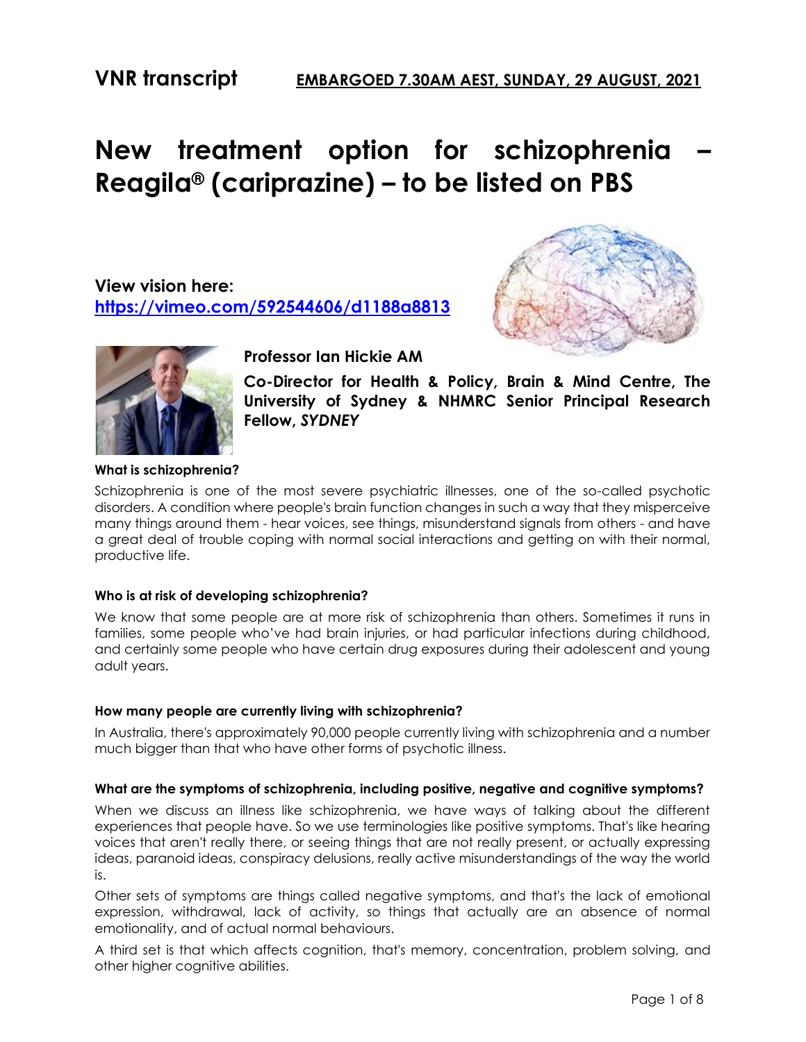**VNR transcript** **EMBARGOED 7.30AM AEST, SUNDAY, 29 AUGUST, 2021**

# New treatment option for schizophrenia – Reagila® (cariprazine) – to be listed on PBS

**View vision here:**
**https://vimeo.com/592544606/d1188a8813**

**Professor Ian Hickie AM**

**Co-Director for Health & Policy, Brain & Mind Centre, The University of Sydney & NHMRC Senior Principal Research Fellow, *SYDNEY***

**What is schizophrenia?**

Schizophrenia is one of the most severe psychiatric illnesses, one of the so-called psychotic disorders. A condition where people's brain function changes in such a way that they misperceive many things around them - hear voices, see things, misunderstand signals from others - and have a great deal of trouble coping with normal social interactions and getting on with their normal, productive life.

**Who is at risk of developing schizophrenia?**

We know that some people are at more risk of schizophrenia than others. Sometimes it runs in families, some people who've had brain injuries, or had particular infections during childhood, and certainly some people who have certain drug exposures during their adolescent and young adult years.

**How many people are currently living with schizophrenia?**

In Australia, there's approximately 90,000 people currently living with schizophrenia and a number much bigger than that who have other forms of psychotic illness.

**What are the symptoms of schizophrenia, including positive, negative and cognitive symptoms?**

When we discuss an illness like schizophrenia, we have ways of talking about the different experiences that people have. So we use terminologies like positive symptoms. That's like hearing voices that aren't really there, or seeing things that are not really present, or actually expressing ideas, paranoid ideas, conspiracy delusions, really active misunderstandings of the way the world is.

Other sets of symptoms are things called negative symptoms, and that's the lack of emotional expression, withdrawal, lack of activity, so things that actually are an absence of normal emotionality, and of actual normal behaviours.

A third set is that which affects cognition, that's memory, concentration, problem solving, and other higher cognitive abilities.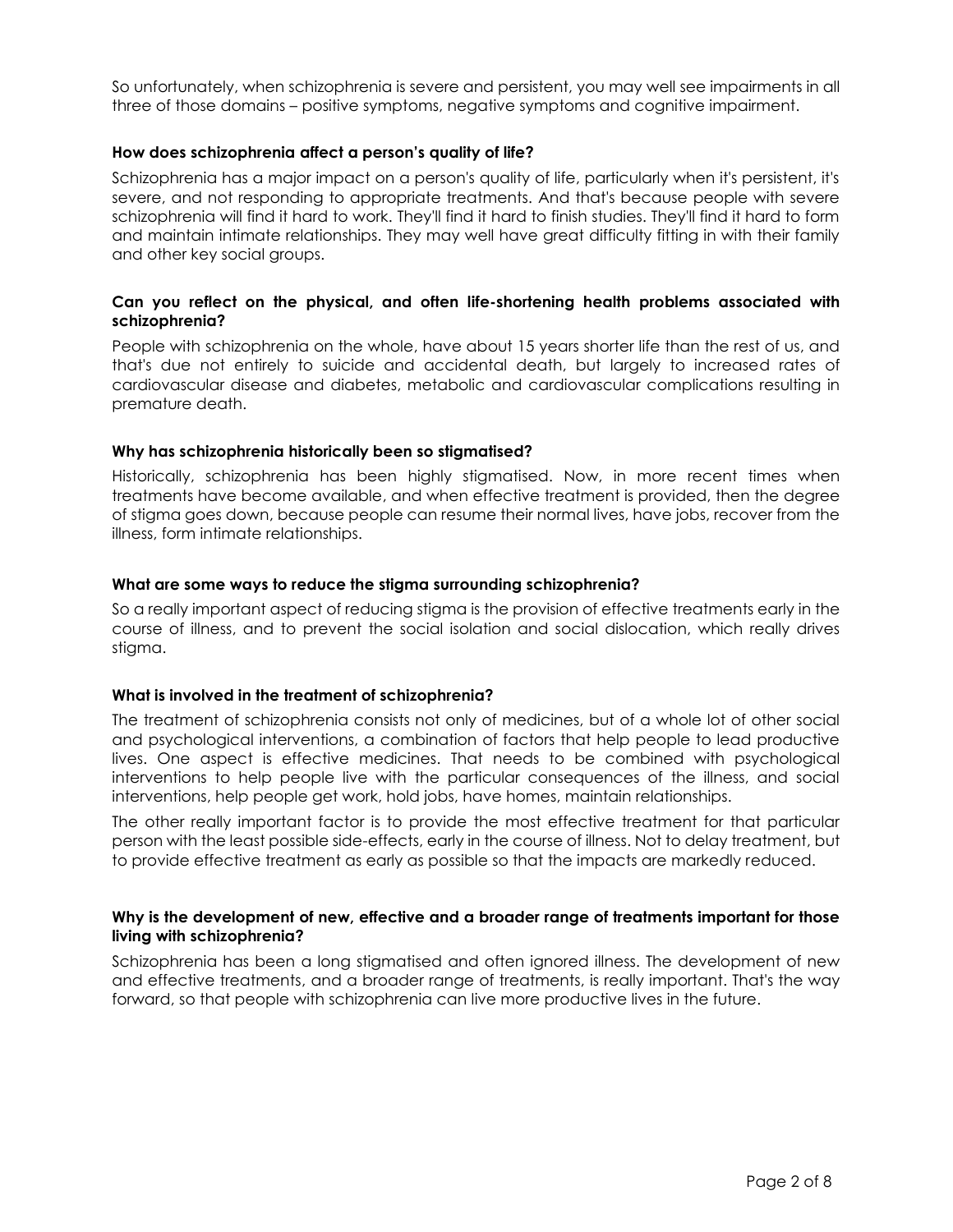So unfortunately, when schizophrenia is severe and persistent, you may well see impairments in all three of those domains – positive symptoms, negative symptoms and cognitive impairment.

**How does schizophrenia affect a person's quality of life?**

Schizophrenia has a major impact on a person's quality of life, particularly when it's persistent, it's severe, and not responding to appropriate treatments. And that's because people with severe schizophrenia will find it hard to work. They'll find it hard to finish studies. They'll find it hard to form and maintain intimate relationships. They may well have great difficulty fitting in with their family and other key social groups.

**Can you reflect on the physical, and often life-shortening health problems associated with schizophrenia?**

People with schizophrenia on the whole, have about 15 years shorter life than the rest of us, and that's due not entirely to suicide and accidental death, but largely to increased rates of cardiovascular disease and diabetes, metabolic and cardiovascular complications resulting in premature death.

**Why has schizophrenia historically been so stigmatised?**

Historically, schizophrenia has been highly stigmatised. Now, in more recent times when treatments have become available, and when effective treatment is provided, then the degree of stigma goes down, because people can resume their normal lives, have jobs, recover from the illness, form intimate relationships.

**What are some ways to reduce the stigma surrounding schizophrenia?**

So a really important aspect of reducing stigma is the provision of effective treatments early in the course of illness, and to prevent the social isolation and social dislocation, which really drives stigma.

**What is involved in the treatment of schizophrenia?**

The treatment of schizophrenia consists not only of medicines, but of a whole lot of other social and psychological interventions, a combination of factors that help people to lead productive lives. One aspect is effective medicines. That needs to be combined with psychological interventions to help people live with the particular consequences of the illness, and social interventions, help people get work, hold jobs, have homes, maintain relationships.

The other really important factor is to provide the most effective treatment for that particular person with the least possible side-effects, early in the course of illness. Not to delay treatment, but to provide effective treatment as early as possible so that the impacts are markedly reduced.

**Why is the development of new, effective and a broader range of treatments important for those living with schizophrenia?**

Schizophrenia has been a long stigmatised and often ignored illness. The development of new and effective treatments, and a broader range of treatments, is really important. That's the way forward, so that people with schizophrenia can live more productive lives in the future.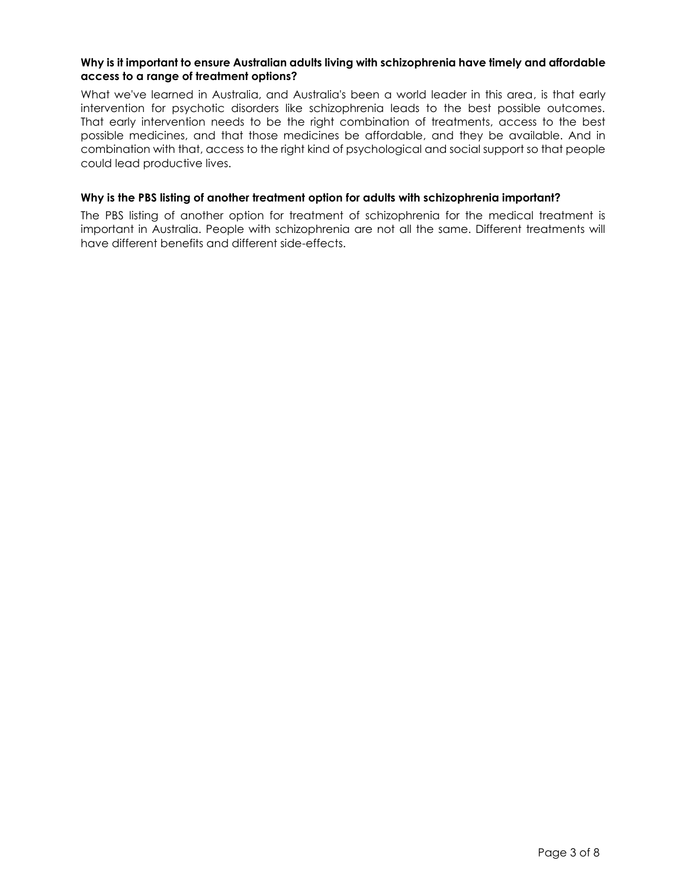**Why is it important to ensure Australian adults living with schizophrenia have timely and affordable access to a range of treatment options?**

What we've learned in Australia, and Australia's been a world leader in this area, is that early intervention for psychotic disorders like schizophrenia leads to the best possible outcomes. That early intervention needs to be the right combination of treatments, access to the best possible medicines, and that those medicines be affordable, and they be available. And in combination with that, access to the right kind of psychological and social support so that people could lead productive lives.

**Why is the PBS listing of another treatment option for adults with schizophrenia important?**

The PBS listing of another option for treatment of schizophrenia for the medical treatment is important in Australia. People with schizophrenia are not all the same. Different treatments will have different benefits and different side-effects.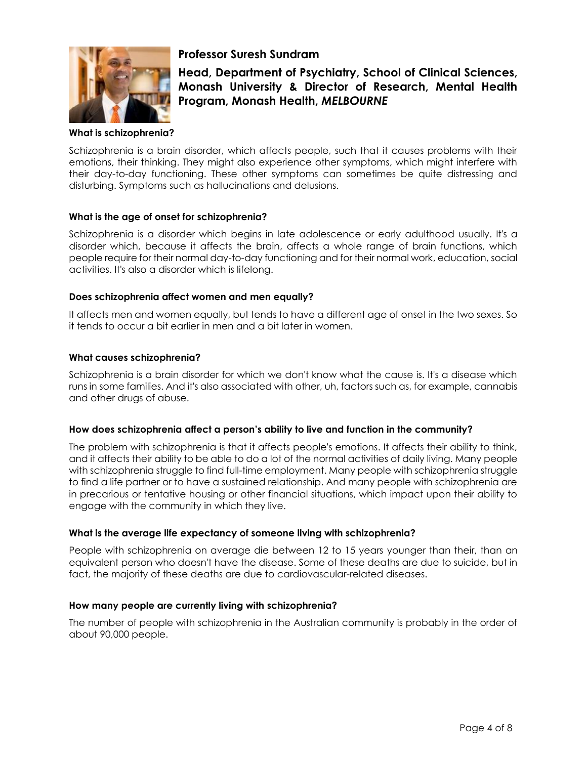## Professor Suresh Sundram

### Head, Department of Psychiatry, School of Clinical Sciences, Monash University & Director of Research, Mental Health Program, Monash Health, *MELBOURNE*

**What is schizophrenia?**

Schizophrenia is a brain disorder, which affects people, such that it causes problems with their emotions, their thinking. They might also experience other symptoms, which might interfere with their day-to-day functioning. These other symptoms can sometimes be quite distressing and disturbing. Symptoms such as hallucinations and delusions.

**What is the age of onset for schizophrenia?**

Schizophrenia is a disorder which begins in late adolescence or early adulthood usually. It's a disorder which, because it affects the brain, affects a whole range of brain functions, which people require for their normal day-to-day functioning and for their normal work, education, social activities. It's also a disorder which is lifelong.

**Does schizophrenia affect women and men equally?**

It affects men and women equally, but tends to have a different age of onset in the two sexes. So it tends to occur a bit earlier in men and a bit later in women.

**What causes schizophrenia?**

Schizophrenia is a brain disorder for which we don't know what the cause is. It's a disease which runs in some families. And it's also associated with other, uh, factors such as, for example, cannabis and other drugs of abuse.

**How does schizophrenia affect a person's ability to live and function in the community?**

The problem with schizophrenia is that it affects people's emotions. It affects their ability to think, and it affects their ability to be able to do a lot of the normal activities of daily living. Many people with schizophrenia struggle to find full-time employment. Many people with schizophrenia struggle to find a life partner or to have a sustained relationship. And many people with schizophrenia are in precarious or tentative housing or other financial situations, which impact upon their ability to engage with the community in which they live.

**What is the average life expectancy of someone living with schizophrenia?**

People with schizophrenia on average die between 12 to 15 years younger than their, than an equivalent person who doesn't have the disease. Some of these deaths are due to suicide, but in fact, the majority of these deaths are due to cardiovascular-related diseases.

**How many people are currently living with schizophrenia?**

The number of people with schizophrenia in the Australian community is probably in the order of about 90,000 people.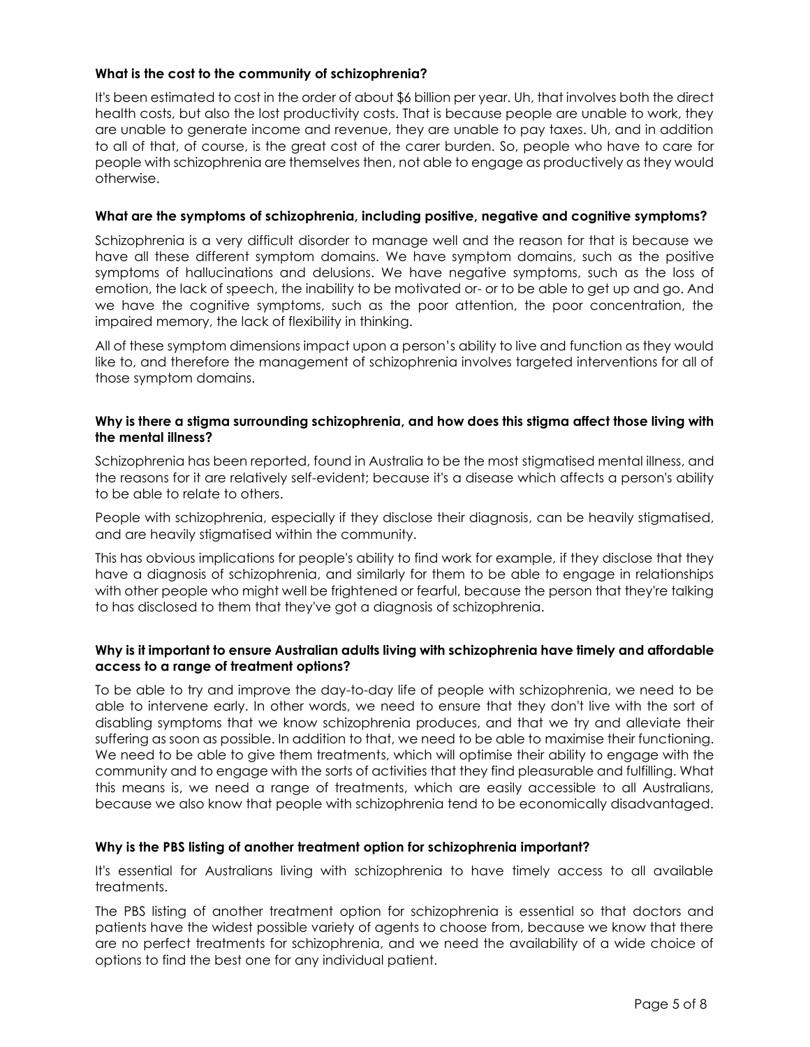**What is the cost to the community of schizophrenia?**

It's been estimated to cost in the order of about $6 billion per year. Uh, that involves both the direct health costs, but also the lost productivity costs. That is because people are unable to work, they are unable to generate income and revenue, they are unable to pay taxes. Uh, and in addition to all of that, of course, is the great cost of the carer burden. So, people who have to care for people with schizophrenia are themselves then, not able to engage as productively as they would otherwise.

**What are the symptoms of schizophrenia, including positive, negative and cognitive symptoms?**

Schizophrenia is a very difficult disorder to manage well and the reason for that is because we have all these different symptom domains. We have symptom domains, such as the positive symptoms of hallucinations and delusions. We have negative symptoms, such as the loss of emotion, the lack of speech, the inability to be motivated or- or to be able to get up and go. And we have the cognitive symptoms, such as the poor attention, the poor concentration, the impaired memory, the lack of flexibility in thinking.

All of these symptom dimensions impact upon a person's ability to live and function as they would like to, and therefore the management of schizophrenia involves targeted interventions for all of those symptom domains.

**Why is there a stigma surrounding schizophrenia, and how does this stigma affect those living with the mental illness?**

Schizophrenia has been reported, found in Australia to be the most stigmatised mental illness, and the reasons for it are relatively self-evident; because it's a disease which affects a person's ability to be able to relate to others.

People with schizophrenia, especially if they disclose their diagnosis, can be heavily stigmatised, and are heavily stigmatised within the community.

This has obvious implications for people's ability to find work for example, if they disclose that they have a diagnosis of schizophrenia, and similarly for them to be able to engage in relationships with other people who might well be frightened or fearful, because the person that they're talking to has disclosed to them that they've got a diagnosis of schizophrenia.

**Why is it important to ensure Australian adults living with schizophrenia have timely and affordable access to a range of treatment options?**

To be able to try and improve the day-to-day life of people with schizophrenia, we need to be able to intervene early. In other words, we need to ensure that they don't live with the sort of disabling symptoms that we know schizophrenia produces, and that we try and alleviate their suffering as soon as possible. In addition to that, we need to be able to maximise their functioning. We need to be able to give them treatments, which will optimise their ability to engage with the community and to engage with the sorts of activities that they find pleasurable and fulfilling. What this means is, we need a range of treatments, which are easily accessible to all Australians, because we also know that people with schizophrenia tend to be economically disadvantaged.

**Why is the PBS listing of another treatment option for schizophrenia important?**

It's essential for Australians living with schizophrenia to have timely access to all available treatments.

The PBS listing of another treatment option for schizophrenia is essential so that doctors and patients have the widest possible variety of agents to choose from, because we know that there are no perfect treatments for schizophrenia, and we need the availability of a wide choice of options to find the best one for any individual patient.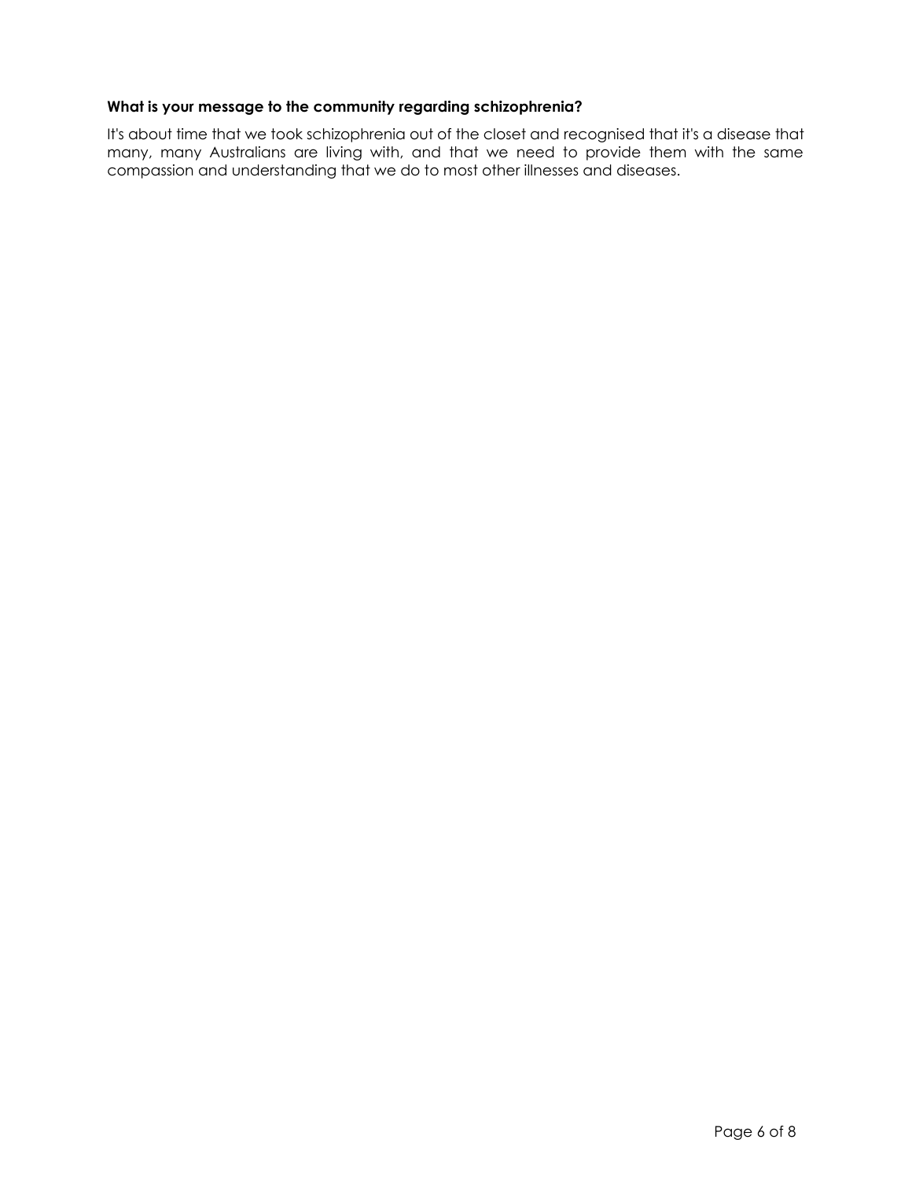**What is your message to the community regarding schizophrenia?**

It's about time that we took schizophrenia out of the closet and recognised that it's a disease that many, many Australians are living with, and that we need to provide them with the same compassion and understanding that we do to most other illnesses and diseases.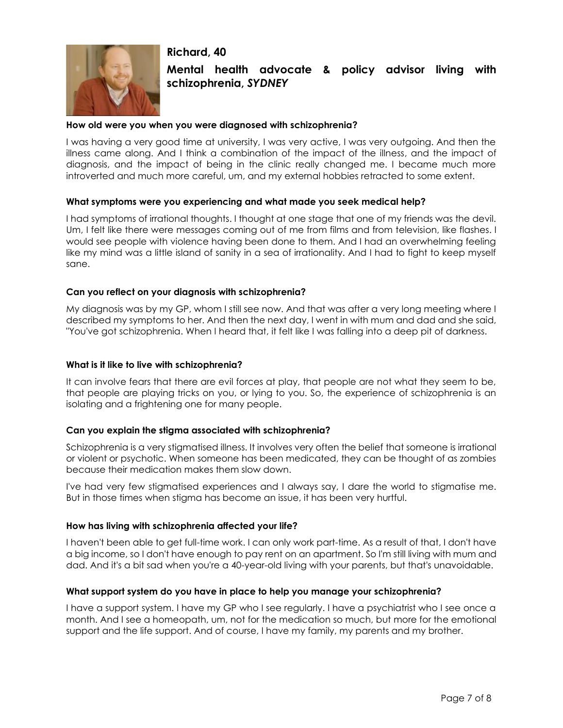## Richard, 40

### Mental health advocate & policy advisor living with schizophrenia, *SYDNEY*

**How old were you when you were diagnosed with schizophrenia?**

I was having a very good time at university, I was very active, I was very outgoing. And then the illness came along. And I think a combination of the impact of the illness, and the impact of diagnosis, and the impact of being in the clinic really changed me. I became much more introverted and much more careful, um, and my external hobbies retracted to some extent.

**What symptoms were you experiencing and what made you seek medical help?**

I had symptoms of irrational thoughts. I thought at one stage that one of my friends was the devil. Um, I felt like there were messages coming out of me from films and from television, like flashes. I would see people with violence having been done to them. And I had an overwhelming feeling like my mind was a little island of sanity in a sea of irrationality. And I had to fight to keep myself sane.

**Can you reflect on your diagnosis with schizophrenia?**

My diagnosis was by my GP, whom I still see now. And that was after a very long meeting where I described my symptoms to her. And then the next day, I went in with mum and dad and she said, "You've got schizophrenia. When I heard that, it felt like I was falling into a deep pit of darkness.

**What is it like to live with schizophrenia?**

It can involve fears that there are evil forces at play, that people are not what they seem to be, that people are playing tricks on you, or lying to you. So, the experience of schizophrenia is an isolating and a frightening one for many people.

**Can you explain the stigma associated with schizophrenia?**

Schizophrenia is a very stigmatised illness. It involves very often the belief that someone is irrational or violent or psychotic. When someone has been medicated, they can be thought of as zombies because their medication makes them slow down.

I've had very few stigmatised experiences and I always say, I dare the world to stigmatise me. But in those times when stigma has become an issue, it has been very hurtful.

**How has living with schizophrenia affected your life?**

I haven't been able to get full-time work. I can only work part-time. As a result of that, I don't have a big income, so I don't have enough to pay rent on an apartment. So I'm still living with mum and dad. And it's a bit sad when you're a 40-year-old living with your parents, but that's unavoidable.

**What support system do you have in place to help you manage your schizophrenia?**

I have a support system. I have my GP who I see regularly. I have a psychiatrist who I see once a month. And I see a homeopath, um, not for the medication so much, but more for the emotional support and the life support. And of course, I have my family, my parents and my brother.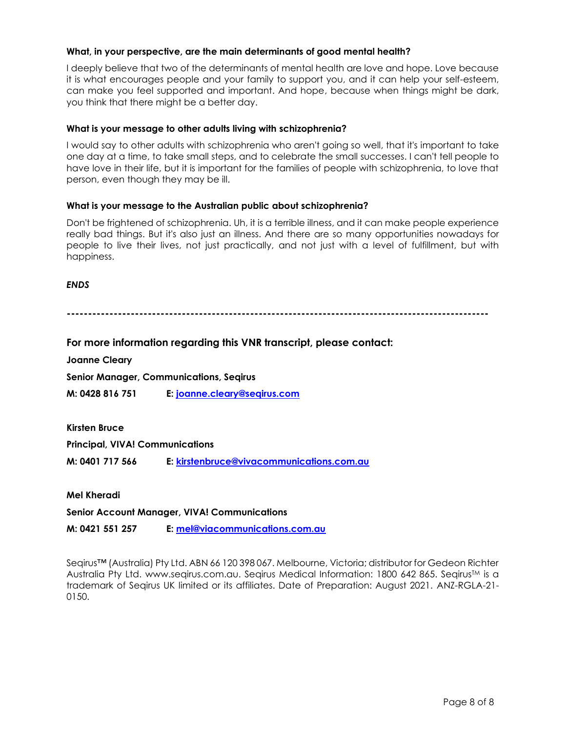**What, in your perspective, are the main determinants of good mental health?**

I deeply believe that two of the determinants of mental health are love and hope. Love because it is what encourages people and your family to support you, and it can help your self-esteem, can make you feel supported and important. And hope, because when things might be dark, you think that there might be a better day.

**What is your message to other adults living with schizophrenia?**

I would say to other adults with schizophrenia who aren't going so well, that it's important to take one day at a time, to take small steps, and to celebrate the small successes. I can't tell people to have love in their life, but it is important for the families of people with schizophrenia, to love that person, even though they may be ill.

**What is your message to the Australian public about schizophrenia?**

Don't be frightened of schizophrenia. Uh, it is a terrible illness, and it can make people experience really bad things. But it's also just an illness. And there are so many opportunities nowadays for people to live their lives, not just practically, and not just with a level of fulfillment, but with happiness.

***ENDS***

---

**For more information regarding this VNR transcript, please contact:**

**Joanne Cleary**

**Senior Manager, Communications, Seqirus**

**M: 0428 816 751** **E: joanne.cleary@seqirus.com**

**Kirsten Bruce**

**Principal, VIVA! Communications**

**M: 0401 717 566** **E: kirstenbruce@vivacommunications.com.au**

**Mel Kheradi**

**Senior Account Manager, VIVA! Communications**

**M: 0421 551 257** **E: mel@viacommunications.com.au**

Seqirus™ (Australia) Pty Ltd. ABN 66 120 398 067. Melbourne, Victoria; distributor for Gedeon Richter Australia Pty Ltd. www.seqirus.com.au. Seqirus Medical Information: 1800 642 865. Seqirus™ is a trademark of Seqirus UK limited or its affiliates. Date of Preparation: August 2021. ANZ-RGLA-21-0150.